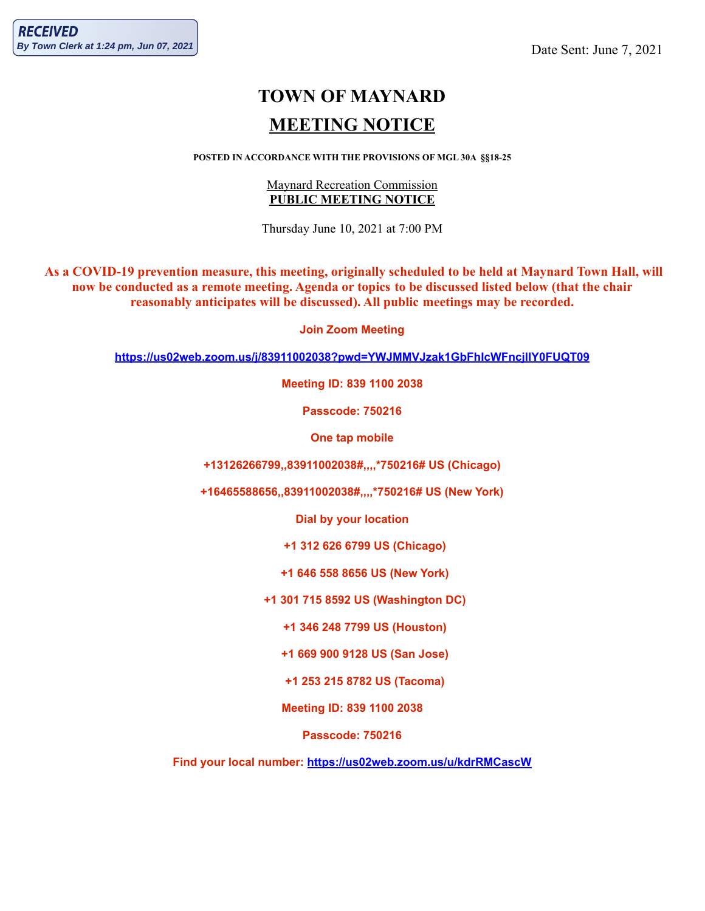**RECEIVED**
*By Town Clerk at 1:24 pm, Jun 07, 2021*

Date Sent: June 7, 2021

# TOWN OF MAYNARD

## MEETING NOTICE

**POSTED IN ACCORDANCE WITH THE PROVISIONS OF MGL 30A §§18-25**

Maynard Recreation Commission
**PUBLIC MEETING NOTICE**

Thursday June 10, 2021 at 7:00 PM

**As a COVID-19 prevention measure, this meeting, originally scheduled to be held at Maynard Town Hall, will now be conducted as a remote meeting. Agenda or topics to be discussed listed below (that the chair reasonably anticipates will be discussed). All public meetings may be recorded.**

**Join Zoom Meeting**

**https://us02web.zoom.us/j/83911002038?pwd=YWJMMVJzak1GbFhlcWFncjlIY0FUQT09**

**Meeting ID: 839 1100 2038**

**Passcode: 750216**

**One tap mobile**

**+13126266799,,83911002038#,,,,*750216# US (Chicago)**

**+16465588656,,83911002038#,,,,*750216# US (New York)**

**Dial by your location**

**+1 312 626 6799 US (Chicago)**

**+1 646 558 8656 US (New York)**

**+1 301 715 8592 US (Washington DC)**

**+1 346 248 7799 US (Houston)**

**+1 669 900 9128 US (San Jose)**

**+1 253 215 8782 US (Tacoma)**

**Meeting ID: 839 1100 2038**

**Passcode: 750216**

**Find your local number: https://us02web.zoom.us/u/kdrRMCascW**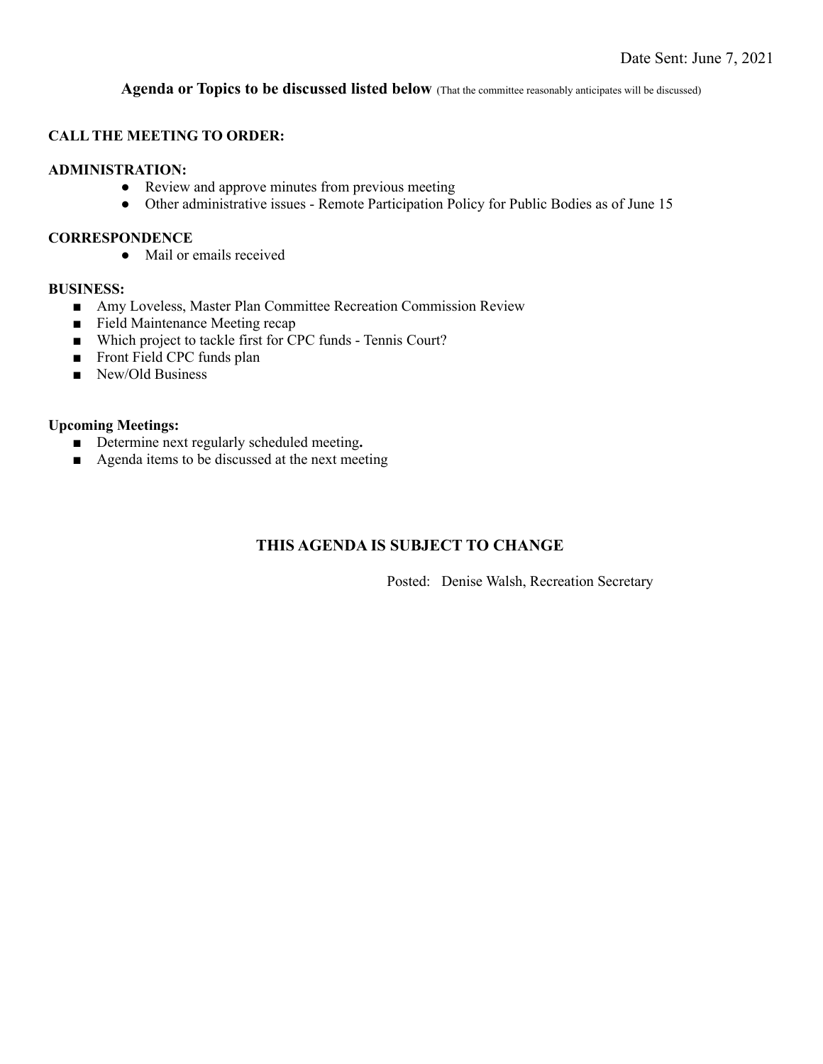Date Sent: June 7, 2021

**Agenda or Topics to be discussed listed below** (That the committee reasonably anticipates will be discussed)

**CALL THE MEETING TO ORDER:**

**ADMINISTRATION:**

- Review and approve minutes from previous meeting
- Other administrative issues - Remote Participation Policy for Public Bodies as of June 15

**CORRESPONDENCE**

- Mail or emails received

**BUSINESS:**

- Amy Loveless, Master Plan Committee Recreation Commission Review
- Field Maintenance Meeting recap
- Which project to tackle first for CPC funds - Tennis Court?
- Front Field CPC funds plan
- New/Old Business

**Upcoming Meetings:**

- Determine next regularly scheduled meeting**.**
- Agenda items to be discussed at the next meeting

**THIS AGENDA IS SUBJECT TO CHANGE**

Posted: Denise Walsh, Recreation Secretary